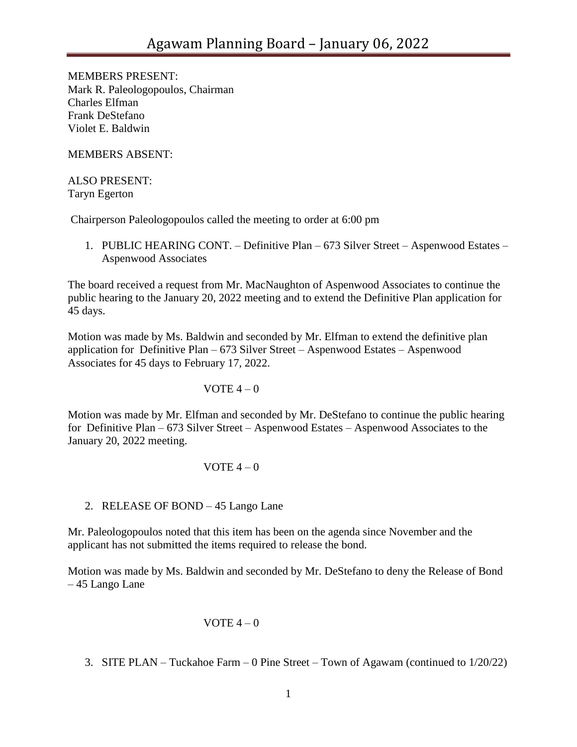# Agawam Planning Board – January 06, 2022

MEMBERS PRESENT:
Mark R. Paleologopoulos, Chairman
Charles Elfman
Frank DeStefano
Violet E. Baldwin

MEMBERS ABSENT:

ALSO PRESENT:
Taryn Egerton

Chairperson Paleologopoulos called the meeting to order at 6:00 pm

1. PUBLIC HEARING CONT. – Definitive Plan – 673 Silver Street – Aspenwood Estates – Aspenwood Associates

The board received a request from Mr. MacNaughton of Aspenwood Associates to continue the public hearing to the January 20, 2022 meeting and to extend the Definitive Plan application for 45 days.

Motion was made by Ms. Baldwin and seconded by Mr. Elfman to extend the definitive plan application for Definitive Plan – 673 Silver Street – Aspenwood Estates – Aspenwood Associates for 45 days to February 17, 2022.

VOTE 4 – 0

Motion was made by Mr. Elfman and seconded by Mr. DeStefano to continue the public hearing for Definitive Plan – 673 Silver Street – Aspenwood Estates – Aspenwood Associates to the January 20, 2022 meeting.

VOTE 4 – 0

2. RELEASE OF BOND – 45 Lango Lane

Mr. Paleologopoulos noted that this item has been on the agenda since November and the applicant has not submitted the items required to release the bond.

Motion was made by Ms. Baldwin and seconded by Mr. DeStefano to deny the Release of Bond – 45 Lango Lane

VOTE 4 – 0

3. SITE PLAN – Tuckahoe Farm – 0 Pine Street – Town of Agawam (continued to 1/20/22)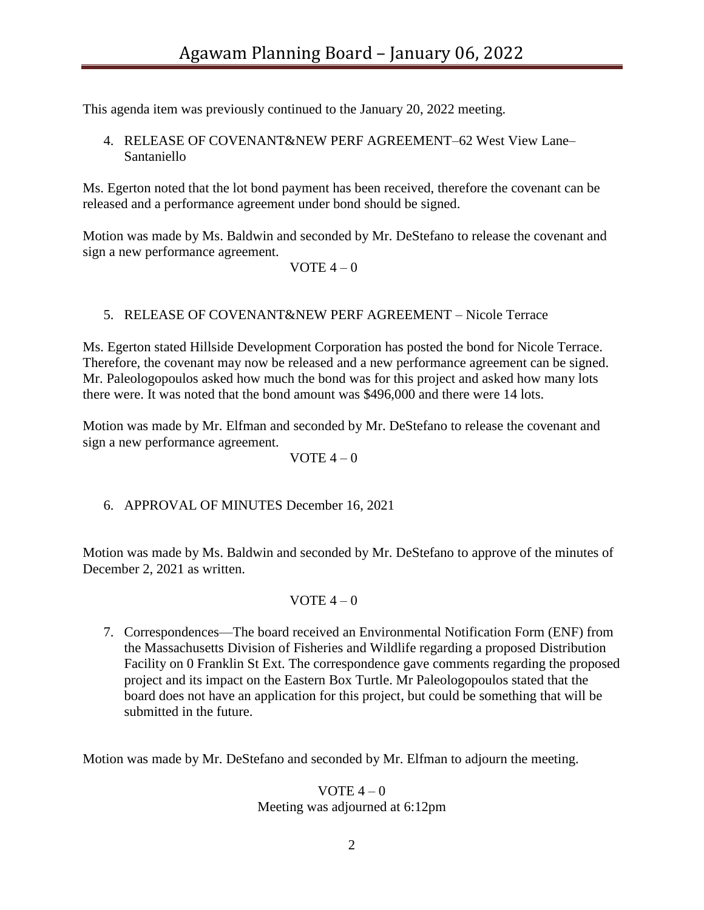This agenda item was previously continued to the January 20, 2022 meeting.

4. RELEASE OF COVENANT&NEW PERF AGREEMENT–62 West View Lane–Santaniello

Ms. Egerton noted that the lot bond payment has been received, therefore the covenant can be released and a performance agreement under bond should be signed.

Motion was made by Ms. Baldwin and seconded by Mr. DeStefano to release the covenant and sign a new performance agreement.

VOTE 4 – 0

5. RELEASE OF COVENANT&NEW PERF AGREEMENT – Nicole Terrace

Ms. Egerton stated Hillside Development Corporation has posted the bond for Nicole Terrace. Therefore, the covenant may now be released and a new performance agreement can be signed. Mr. Paleologopoulos asked how much the bond was for this project and asked how many lots there were. It was noted that the bond amount was $496,000 and there were 14 lots.

Motion was made by Mr. Elfman and seconded by Mr. DeStefano to release the covenant and sign a new performance agreement.

VOTE 4 – 0

6. APPROVAL OF MINUTES December 16, 2021

Motion was made by Ms. Baldwin and seconded by Mr. DeStefano to approve of the minutes of December 2, 2021 as written.

VOTE 4 – 0

7. Correspondences—The board received an Environmental Notification Form (ENF) from the Massachusetts Division of Fisheries and Wildlife regarding a proposed Distribution Facility on 0 Franklin St Ext. The correspondence gave comments regarding the proposed project and its impact on the Eastern Box Turtle. Mr Paleologopoulos stated that the board does not have an application for this project, but could be something that will be submitted in the future.

Motion was made by Mr. DeStefano and seconded by Mr. Elfman to adjourn the meeting.

VOTE 4 – 0
Meeting was adjourned at 6:12pm